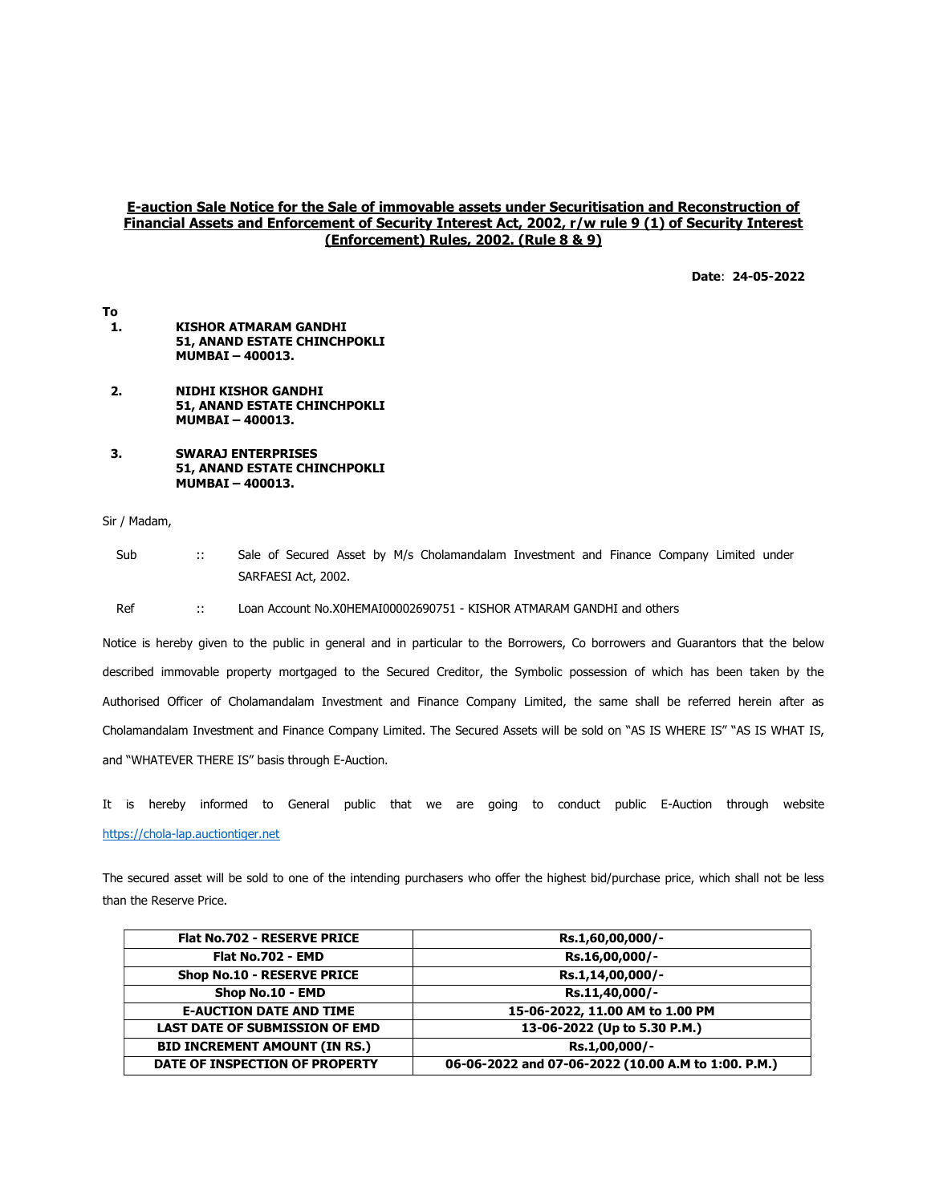**E-auction Sale Notice for the Sale of immovable assets under Securitisation and Reconstruction of Financial Assets and Enforcement of Security Interest Act, 2002, r/w rule 9 (1) of Security Interest (Enforcement) Rules, 2002. (Rule 8 & 9)**

**Date**: **24-05-2022**

**To**

1. **KISHOR ATMARAM GANDHI**
   **51, ANAND ESTATE CHINCHPOKLI**
   **MUMBAI – 400013.**

2. **NIDHI KISHOR GANDHI**
   **51, ANAND ESTATE CHINCHPOKLI**
   **MUMBAI – 400013.**

3. **SWARAJ ENTERPRISES**
   **51, ANAND ESTATE CHINCHPOKLI**
   **MUMBAI – 400013.**

Sir / Madam,

Sub :: Sale of Secured Asset by M/s Cholamandalam Investment and Finance Company Limited under SARFAESI Act, 2002.

Ref :: Loan Account No.X0HEMAI00002690751 - KISHOR ATMARAM GANDHI and others

Notice is hereby given to the public in general and in particular to the Borrowers, Co borrowers and Guarantors that the below described immovable property mortgaged to the Secured Creditor, the Symbolic possession of which has been taken by the Authorised Officer of Cholamandalam Investment and Finance Company Limited, the same shall be referred herein after as Cholamandalam Investment and Finance Company Limited. The Secured Assets will be sold on "AS IS WHERE IS" "AS IS WHAT IS, and "WHATEVER THERE IS" basis through E-Auction.

It is hereby informed to General public that we are going to conduct public E-Auction through website https://chola-lap.auctiontiger.net

The secured asset will be sold to one of the intending purchasers who offer the highest bid/purchase price, which shall not be less than the Reserve Price.

| **Flat No.702 - RESERVE PRICE** | **Rs.1,60,00,000/-** |
|---|---|
| **Flat No.702 - EMD** | **Rs.16,00,000/-** |
| **Shop No.10 - RESERVE PRICE** | **Rs.1,14,00,000/-** |
| **Shop No.10 - EMD** | **Rs.11,40,000/-** |
| **E-AUCTION DATE AND TIME** | **15-06-2022, 11.00 AM to 1.00 PM** |
| **LAST DATE OF SUBMISSION OF EMD** | **13-06-2022 (Up to 5.30 P.M.)** |
| **BID INCREMENT AMOUNT (IN RS.)** | **Rs.1,00,000/-** |
| **DATE OF INSPECTION OF PROPERTY** | **06-06-2022 and 07-06-2022 (10.00 A.M to 1:00. P.M.)** |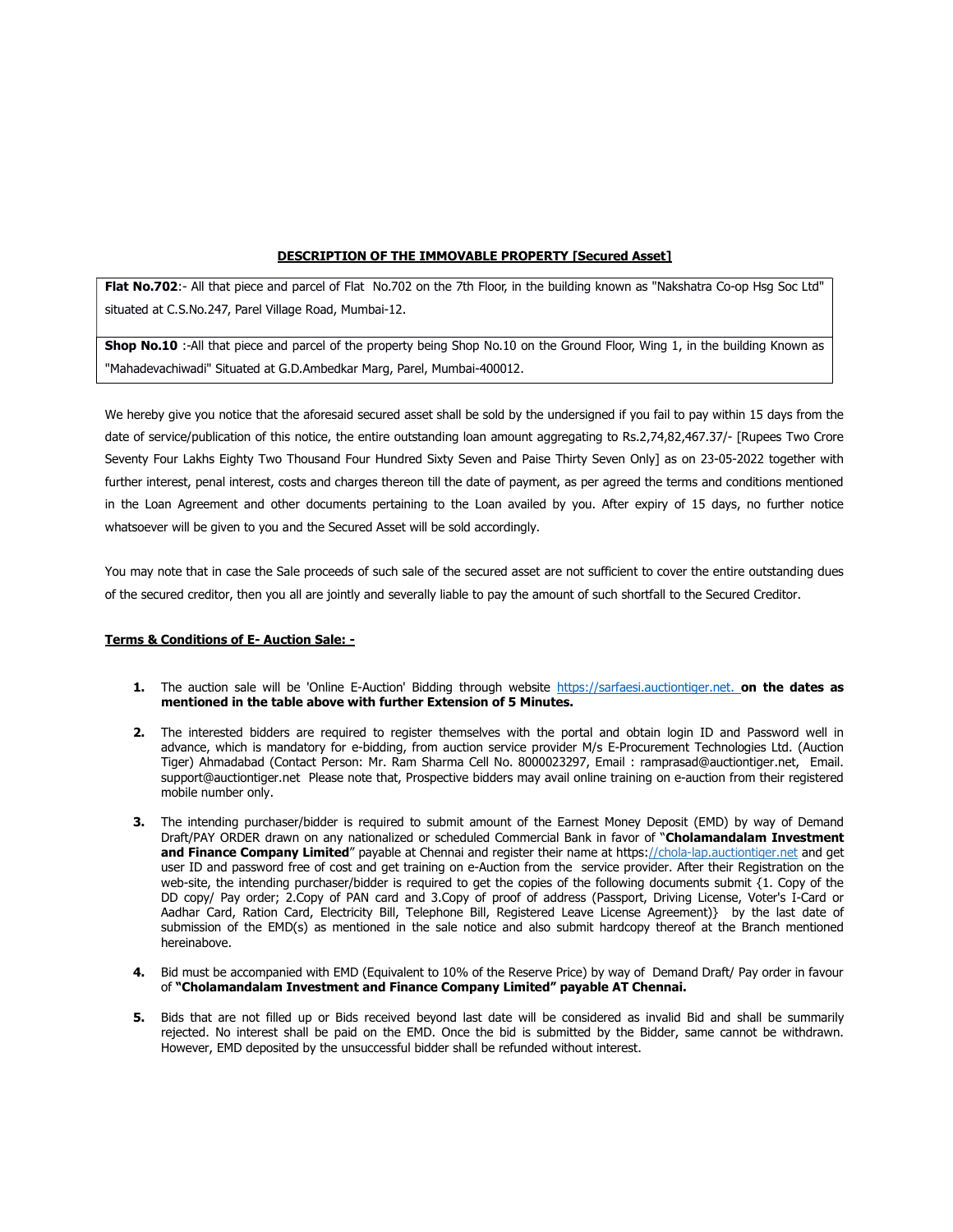**DESCRIPTION OF THE IMMOVABLE PROPERTY [Secured Asset]**

| |
|---|
| **Flat No.702**:- All that piece and parcel of Flat No.702 on the 7th Floor, in the building known as "Nakshatra Co-op Hsg Soc Ltd" situated at C.S.No.247, Parel Village Road, Mumbai-12. |
| **Shop No.10** :-All that piece and parcel of the property being Shop No.10 on the Ground Floor, Wing 1, in the building Known as "Mahadevachiwadi" Situated at G.D.Ambedkar Marg, Parel, Mumbai-400012. |

We hereby give you notice that the aforesaid secured asset shall be sold by the undersigned if you fail to pay within 15 days from the date of service/publication of this notice, the entire outstanding loan amount aggregating to Rs.2,74,82,467.37/- [Rupees Two Crore Seventy Four Lakhs Eighty Two Thousand Four Hundred Sixty Seven and Paise Thirty Seven Only] as on 23-05-2022 together with further interest, penal interest, costs and charges thereon till the date of payment, as per agreed the terms and conditions mentioned in the Loan Agreement and other documents pertaining to the Loan availed by you. After expiry of 15 days, no further notice whatsoever will be given to you and the Secured Asset will be sold accordingly.

You may note that in case the Sale proceeds of such sale of the secured asset are not sufficient to cover the entire outstanding dues of the secured creditor, then you all are jointly and severally liable to pay the amount of such shortfall to the Secured Creditor.

**Terms & Conditions of E- Auction Sale: -**

1. The auction sale will be 'Online E-Auction' Bidding through website https://sarfaesi.auctiontiger.net. **on the dates as mentioned in the table above with further Extension of 5 Minutes.**

2. The interested bidders are required to register themselves with the portal and obtain login ID and Password well in advance, which is mandatory for e-bidding, from auction service provider M/s E-Procurement Technologies Ltd. (Auction Tiger) Ahmadabad (Contact Person: Mr. Ram Sharma Cell No. 8000023297, Email : ramprasad@auctiontiger.net, Email. support@auctiontiger.net Please note that, Prospective bidders may avail online training on e-auction from their registered mobile number only.

3. The intending purchaser/bidder is required to submit amount of the Earnest Money Deposit (EMD) by way of Demand Draft/PAY ORDER drawn on any nationalized or scheduled Commercial Bank in favor of "**Cholamandalam Investment and Finance Company Limited**" payable at Chennai and register their name at https://chola-lap.auctiontiger.net and get user ID and password free of cost and get training on e-Auction from the service provider. After their Registration on the web-site, the intending purchaser/bidder is required to get the copies of the following documents submit {1. Copy of the DD copy/ Pay order; 2.Copy of PAN card and 3.Copy of proof of address (Passport, Driving License, Voter's I-Card or Aadhar Card, Ration Card, Electricity Bill, Telephone Bill, Registered Leave License Agreement)} by the last date of submission of the EMD(s) as mentioned in the sale notice and also submit hardcopy thereof at the Branch mentioned hereinabove.

4. Bid must be accompanied with EMD (Equivalent to 10% of the Reserve Price) by way of Demand Draft/ Pay order in favour of **"Cholamandalam Investment and Finance Company Limited" payable AT Chennai.**

5. Bids that are not filled up or Bids received beyond last date will be considered as invalid Bid and shall be summarily rejected. No interest shall be paid on the EMD. Once the bid is submitted by the Bidder, same cannot be withdrawn. However, EMD deposited by the unsuccessful bidder shall be refunded without interest.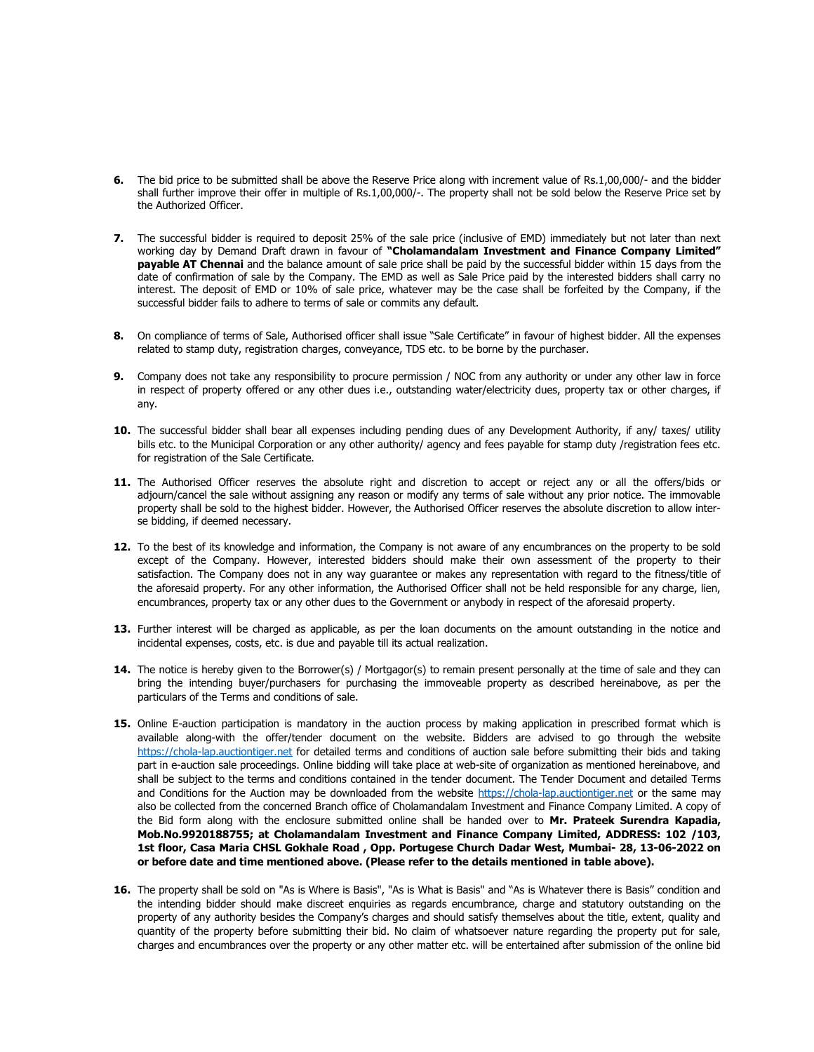**6.** The bid price to be submitted shall be above the Reserve Price along with increment value of Rs.1,00,000/- and the bidder shall further improve their offer in multiple of Rs.1,00,000/-. The property shall not be sold below the Reserve Price set by the Authorized Officer.

**7.** The successful bidder is required to deposit 25% of the sale price (inclusive of EMD) immediately but not later than next working day by Demand Draft drawn in favour of **"Cholamandalam Investment and Finance Company Limited" payable AT Chennai** and the balance amount of sale price shall be paid by the successful bidder within 15 days from the date of confirmation of sale by the Company. The EMD as well as Sale Price paid by the interested bidders shall carry no interest. The deposit of EMD or 10% of sale price, whatever may be the case shall be forfeited by the Company, if the successful bidder fails to adhere to terms of sale or commits any default.

**8.** On compliance of terms of Sale, Authorised officer shall issue "Sale Certificate" in favour of highest bidder. All the expenses related to stamp duty, registration charges, conveyance, TDS etc. to be borne by the purchaser.

**9.** Company does not take any responsibility to procure permission / NOC from any authority or under any other law in force in respect of property offered or any other dues i.e., outstanding water/electricity dues, property tax or other charges, if any.

**10.** The successful bidder shall bear all expenses including pending dues of any Development Authority, if any/ taxes/ utility bills etc. to the Municipal Corporation or any other authority/ agency and fees payable for stamp duty /registration fees etc. for registration of the Sale Certificate.

**11.** The Authorised Officer reserves the absolute right and discretion to accept or reject any or all the offers/bids or adjourn/cancel the sale without assigning any reason or modify any terms of sale without any prior notice. The immovable property shall be sold to the highest bidder. However, the Authorised Officer reserves the absolute discretion to allow inter-se bidding, if deemed necessary.

**12.** To the best of its knowledge and information, the Company is not aware of any encumbrances on the property to be sold except of the Company. However, interested bidders should make their own assessment of the property to their satisfaction. The Company does not in any way guarantee or makes any representation with regard to the fitness/title of the aforesaid property. For any other information, the Authorised Officer shall not be held responsible for any charge, lien, encumbrances, property tax or any other dues to the Government or anybody in respect of the aforesaid property.

**13.** Further interest will be charged as applicable, as per the loan documents on the amount outstanding in the notice and incidental expenses, costs, etc. is due and payable till its actual realization.

**14.** The notice is hereby given to the Borrower(s) / Mortgagor(s) to remain present personally at the time of sale and they can bring the intending buyer/purchasers for purchasing the immoveable property as described hereinabove, as per the particulars of the Terms and conditions of sale.

**15.** Online E-auction participation is mandatory in the auction process by making application in prescribed format which is available along-with the offer/tender document on the website. Bidders are advised to go through the website https://chola-lap.auctiontiger.net for detailed terms and conditions of auction sale before submitting their bids and taking part in e-auction sale proceedings. Online bidding will take place at web-site of organization as mentioned hereinabove, and shall be subject to the terms and conditions contained in the tender document. The Tender Document and detailed Terms and Conditions for the Auction may be downloaded from the website https://chola-lap.auctiontiger.net or the same may also be collected from the concerned Branch office of Cholamandalam Investment and Finance Company Limited. A copy of the Bid form along with the enclosure submitted online shall be handed over to **Mr. Prateek Surendra Kapadia, Mob.No.9920188755; at Cholamandalam Investment and Finance Company Limited, ADDRESS: 102 /103, 1st floor, Casa Maria CHSL Gokhale Road , Opp. Portugese Church Dadar West, Mumbai- 28, 13-06-2022 on or before date and time mentioned above. (Please refer to the details mentioned in table above).**

**16.** The property shall be sold on "As is Where is Basis", "As is What is Basis" and "As is Whatever there is Basis" condition and the intending bidder should make discreet enquiries as regards encumbrance, charge and statutory outstanding on the property of any authority besides the Company's charges and should satisfy themselves about the title, extent, quality and quantity of the property before submitting their bid. No claim of whatsoever nature regarding the property put for sale, charges and encumbrances over the property or any other matter etc. will be entertained after submission of the online bid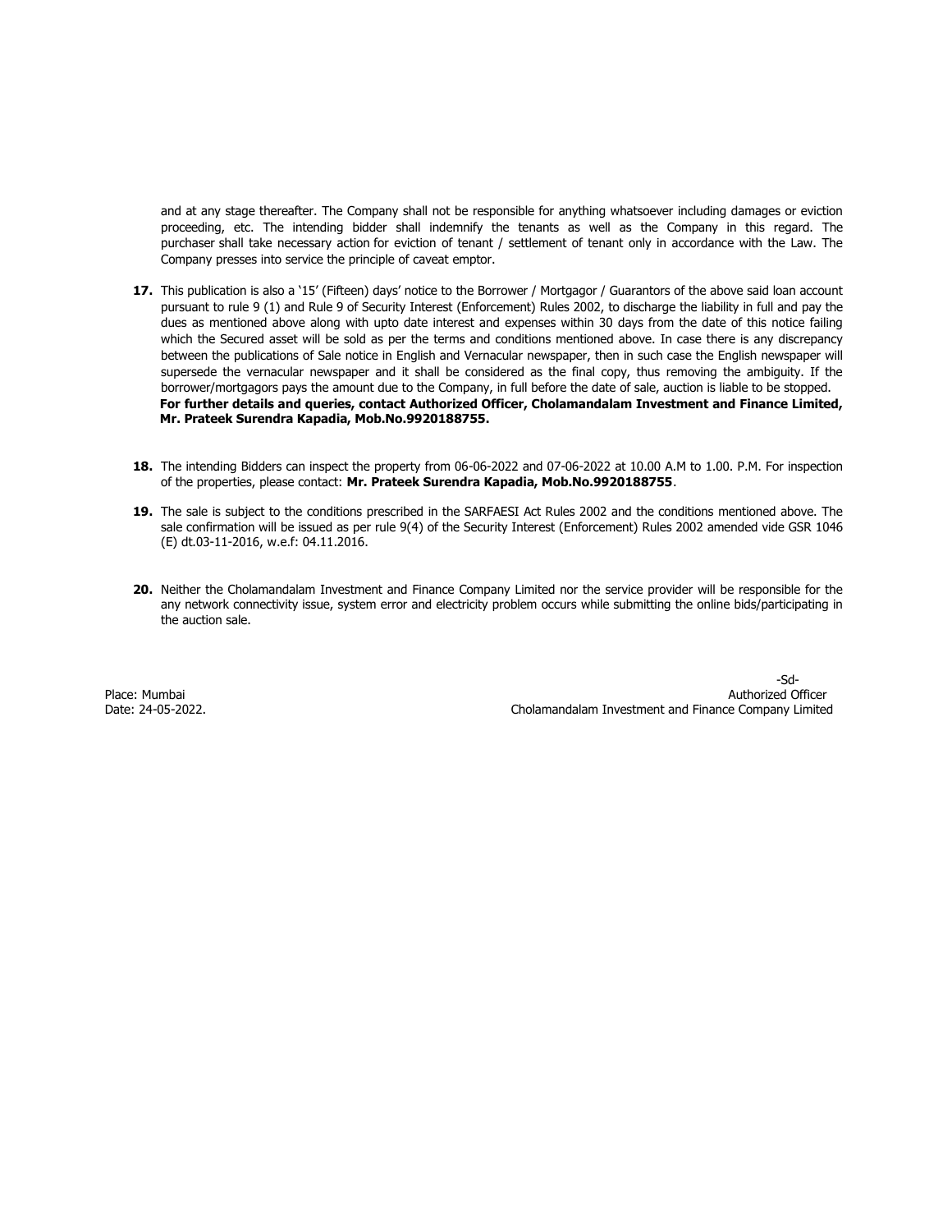and at any stage thereafter. The Company shall not be responsible for anything whatsoever including damages or eviction proceeding, etc. The intending bidder shall indemnify the tenants as well as the Company in this regard. The purchaser shall take necessary action for eviction of tenant / settlement of tenant only in accordance with the Law. The Company presses into service the principle of caveat emptor.

**17.** This publication is also a '15' (Fifteen) days' notice to the Borrower / Mortgagor / Guarantors of the above said loan account pursuant to rule 9 (1) and Rule 9 of Security Interest (Enforcement) Rules 2002, to discharge the liability in full and pay the dues as mentioned above along with upto date interest and expenses within 30 days from the date of this notice failing which the Secured asset will be sold as per the terms and conditions mentioned above. In case there is any discrepancy between the publications of Sale notice in English and Vernacular newspaper, then in such case the English newspaper will supersede the vernacular newspaper and it shall be considered as the final copy, thus removing the ambiguity. If the borrower/mortgagors pays the amount due to the Company, in full before the date of sale, auction is liable to be stopped.
**For further details and queries, contact Authorized Officer, Cholamandalam Investment and Finance Limited, Mr. Prateek Surendra Kapadia, Mob.No.9920188755.**

**18.** The intending Bidders can inspect the property from 06-06-2022 and 07-06-2022 at 10.00 A.M to 1.00. P.M. For inspection of the properties, please contact: **Mr. Prateek Surendra Kapadia, Mob.No.9920188755**.

**19.** The sale is subject to the conditions prescribed in the SARFAESI Act Rules 2002 and the conditions mentioned above. The sale confirmation will be issued as per rule 9(4) of the Security Interest (Enforcement) Rules 2002 amended vide GSR 1046 (E) dt.03-11-2016, w.e.f: 04.11.2016.

**20.** Neither the Cholamandalam Investment and Finance Company Limited nor the service provider will be responsible for the any network connectivity issue, system error and electricity problem occurs while submitting the online bids/participating in the auction sale.

-Sd-
Authorized Officer
Cholamandalam Investment and Finance Company Limited

Place: Mumbai
Date: 24-05-2022.